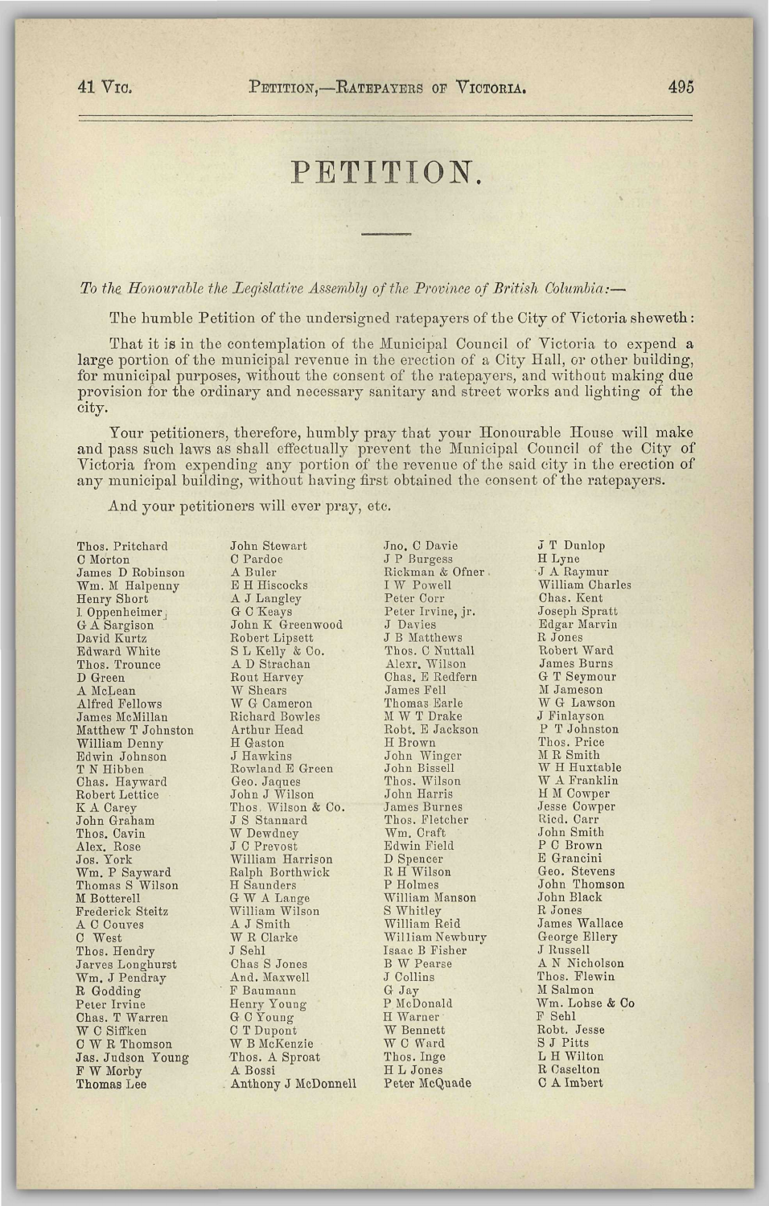# PETITION.

*To the Honourable the Legislative Assembly of the Province of British Columbia:—*

The humble Petition of the undersigned ratepayers of the City of Victoria sheweth:

That it is in the contemplation of the Municipal Council of Victoria to expend a large portion of the municipal revenue in the erection of a City Hall, or other building, for municipal purposes, without the consent of the ratepayers, and without making due provision for the ordinary and necessary sanitary and street works and lighting of the city.

Your petitioners, therefore, humbly pray that your Honourable House will make and pass such laws as shall effectually prevent the Municipal Council of the City of Victoria from expending any portion of the revenue of the said city in the erection of any municipal building, without having first obtained the consent of the ratepayers.

And your petitioners will ever pray, etc.

Thos. Pritchard
C Morton
James D Robinson
Wm. M Halpenny
Henry Short
I. Oppenheimer
G A Sargison
David Kurtz
Edward White
Thos. Trounce
D Green
A McLean
Alfred Fellows
James McMillan
Matthew T Johnston
William Denny
Edwin Johnson
T N Hibben
Chas. Hayward
Robert Lettice
K A Carey
John Graham
Thos. Cavin
Alex. Rose
Jos. York
Wm. P Sayward
Thomas S Wilson
M Botterell
Frederick Steitz
A C Couves
C West
Thos. Hendry
Jarves Longhurst
Wm. J Pendray
R Godding
Peter Irvine
Chas. T Warren
W C Siffken
C W R Thomson
Jas. Judson Young
F W Morby
Thomas Lee
John Stewart
C Pardoe
A Buler
E H Hiscocks
A J Langley
G C Keays
John K Greenwood
Robert Lipsett
S L Kelly & Co.
A D Strachan
Rout Harvey
W Shears
W G Cameron
Richard Bowles
Arthur Head
H Gaston
J Hawkins
Rowland E Green
Geo. Jaques
John J Wilson
Thos. Wilson & Co.
J S Stannard
W Dewdney
J C Prevost
William Harrison
Ralph Borthwick
H Saunders
G W A Lange
William Wilson
A J Smith
W R Clarke
J Sehl
Chas S Jones
And. Maxwell
F Baumann
Henry Young
G C Young
C T Dupont
W B McKenzie
Thos. A Sproat
A Bossi
Anthony J McDonnell
Jno. C Davie
J P Burgess
Rickman & Ofner
I W Powell
Peter Corr
Peter Irvine, jr.
J Davies
J B Matthews
Thos. C Nuttall
Alexr. Wilson
Chas. E Redfern
James Fell
Thomas Earle
M W T Drake
Robt. E Jackson
H Brown
John Winger
John Bissell
Thos. Wilson
John Harris
James Burnes
Thos. Fletcher
Wm. Craft
Edwin Field
D Spencer
R H Wilson
P Holmes
William Manson
S Whitley
William Reid
William Newbury
Isaac B Fisher
B W Pearse
J Collins
G Jay
P McDonald
H Warner
W Bennett
W C Ward
Thos. Inge
H L Jones
Peter McQuade
J T Dunlop
H Lyne
J A Raymur
William Charles
Chas. Kent
Joseph Spratt
Edgar Marvin
R Jones
Robert Ward
James Burns
G T Seymour
M Jameson
W G Lawson
J Finlayson
P T Johnston
Thos. Price
M R Smith
W H Huxtable
W A Franklin
H M Cowper
Jesse Cowper
Ricd. Carr
John Smith
P C Brown
E Grancini
Geo. Stevens
John Thomson
John Black
R Jones
James Wallace
George Ellery
J Russell
A N Nicholson
Thos. Flewin
M Salmon
Wm. Lohse & Co
F Sehl
Robt. Jesse
S J Pitts
L H Wilton
R Caselton
C A Imbert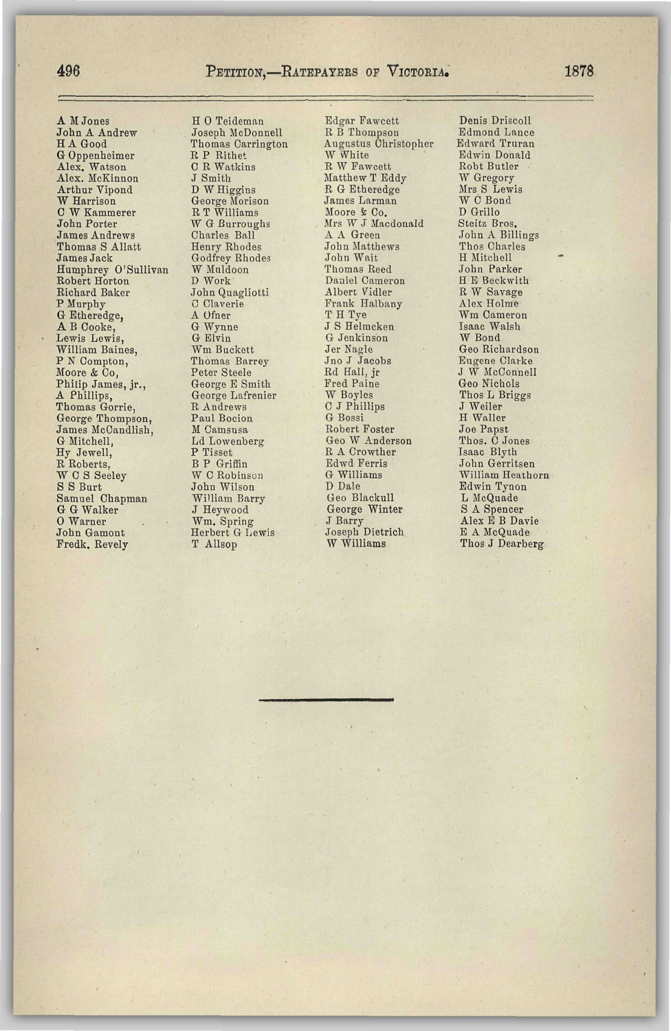A M Jones
John A Andrew
H A Good
G Oppenheimer
Alex. Watson
Alex. McKinnon
Arthur Vipond
W Harrison
C W Kammerer
John Porter
James Andrews
Thomas S Allatt
James Jack
Humphrey O'Sullivan
Robert Horton
Richard Baker
P Murphy
G Etheredge,
A B Cooke,
Lewis Lewis,
William Baines,
P N Compton,
Moore & Co,
Philip James, jr.,
A Phillips,
Thomas Gorrie,
George Thompson,
James McCandlish,
G Mitchell,
Hy Jewell,
R Roberts,
W C S Seeley
S S Burt
Samuel Chapman
G G Walker
O Warner
John Gamont
Fredk. Revely

H O Teideman
Joseph McDonnell
Thomas Carrington
R P Rithet
C R Watkins
J Smith
D W Higgins
George Morison
R T Williams
W G Burroughs
Charles Ball
Henry Rhodes
Godfrey Rhodes
W Muldoon
D Work
John Quagliotti
C Claverie
A Ofner
G Wynne
G Elvin
Wm Buckett
Thomas Barrey
Peter Steele
George E Smith
George Lafrenier
R Andrews
Paul Bocion
M Camsusa
Ld Lowenberg
P Tisset
B P Griffin
W C Robinson
John Wilson
William Barry
J Heywood
Wm. Spring
Herbert G Lewis
T Allsop

Edgar Fawcett
R B Thompson
Augustus Christopher
W White
R W Fawcett
Matthew T Eddy
R G Etheredge
James Larman
Moore & Co.
Mrs W J Macdonald
A A Green
John Matthews
John Wait
Thomas Reed
Daniel Cameron
Albert Vidler
Frank Halbany
T H Tye
J S Helmcken
G Jenkinson
Jer Nagle
Jno J Jacobs
Rd Hall, jr
Fred Paine
W Boyles
C J Phillips
G Bossi
Robert Foster
Geo W Anderson
R A Crowther
Edwd Ferris
G Williams
D Dale
Geo Blackull
George Winter
J Barry
Joseph Dietrich
W Williams

Denis Driscoll
Edmond Lance
Edward Truran
Edwin Donald
Robt Butler
W Gregory
Mrs S Lewis
W C Bond
D Grillo
Steitz Bros.
John A Billings
Thos Charles
H Mitchell
John Parker
H E Beckwith
R W Savage
Alex Holme
Wm Cameron
Isaac Walsh
W Bond
Geo Richardson
Eugene Clarke
J W McConnell
Geo Nichols
Thos L Briggs
J Weiler
H Waller
Joe Papst
Thos. C Jones
Isaac Blyth
John Gerritsen
William Heathorn
Edwin Tynon
L McQuade
S A Spencer
Alex E B Davie
E A McQuade
Thos J Dearberg